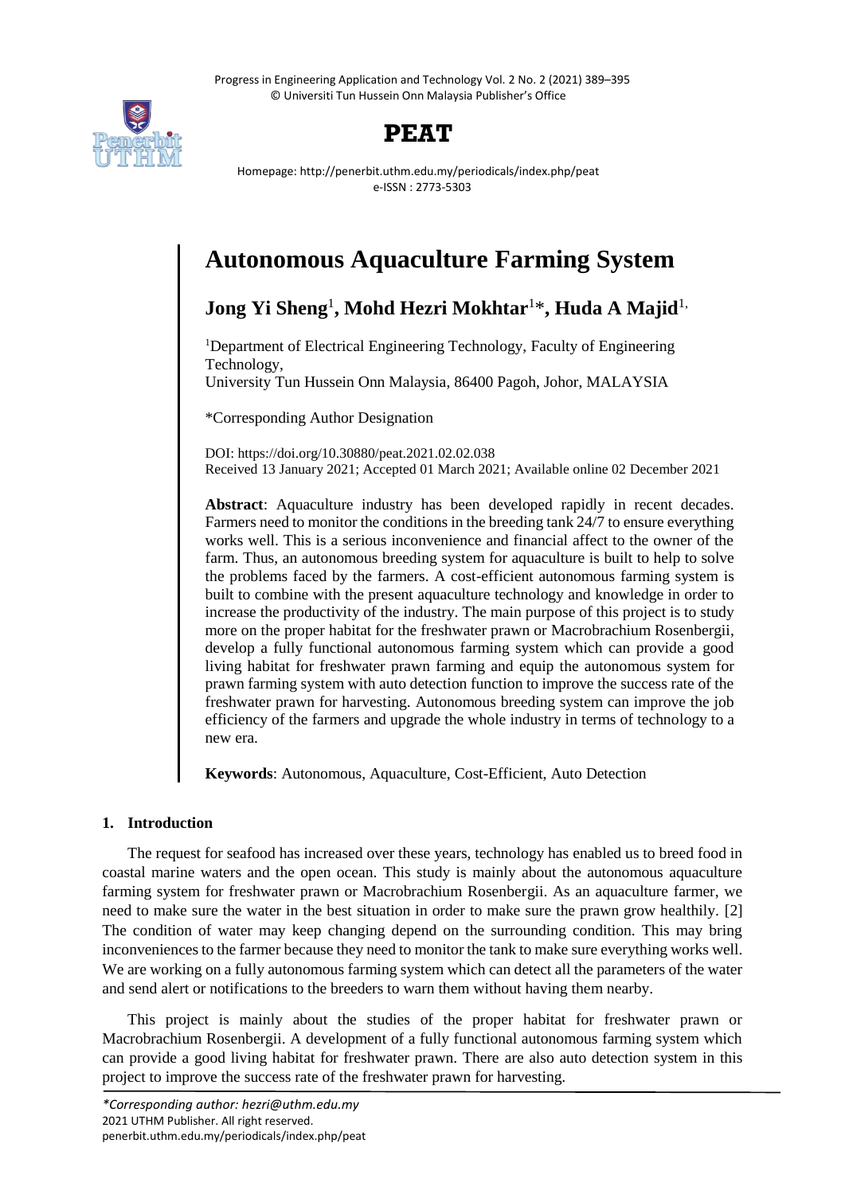# Autonomous Aquaculture Farming System

**Jong Yi Sheng**[1]**, Mohd Hezri Mokhtar**[1]*, **Huda A Majid**[1,]

[1]Department of Electrical Engineering Technology, Faculty of Engineering Technology,
University Tun Hussein Onn Malaysia, 86400 Pagoh, Johor, MALAYSIA

*Corresponding Author Designation

DOI: https://doi.org/10.30880/peat.2021.02.02.038
Received 13 January 2021; Accepted 01 March 2021; Available online 02 December 2021

**Abstract**: Aquaculture industry has been developed rapidly in recent decades. Farmers need to monitor the conditions in the breeding tank 24/7 to ensure everything works well. This is a serious inconvenience and financial affect to the owner of the farm. Thus, an autonomous breeding system for aquaculture is built to help to solve the problems faced by the farmers. A cost-efficient autonomous farming system is built to combine with the present aquaculture technology and knowledge in order to increase the productivity of the industry. The main purpose of this project is to study more on the proper habitat for the freshwater prawn or Macrobrachium Rosenbergii, develop a fully functional autonomous farming system which can provide a good living habitat for freshwater prawn farming and equip the autonomous system for prawn farming system with auto detection function to improve the success rate of the freshwater prawn for harvesting. Autonomous breeding system can improve the job efficiency of the farmers and upgrade the whole industry in terms of technology to a new era.

**Keywords**: Autonomous, Aquaculture, Cost-Efficient, Auto Detection

## 1. Introduction

The request for seafood has increased over these years, technology has enabled us to breed food in coastal marine waters and the open ocean. This study is mainly about the autonomous aquaculture farming system for freshwater prawn or Macrobrachium Rosenbergii. As an aquaculture farmer, we need to make sure the water in the best situation in order to make sure the prawn grow healthily. [2] The condition of water may keep changing depend on the surrounding condition. This may bring inconveniences to the farmer because they need to monitor the tank to make sure everything works well. We are working on a fully autonomous farming system which can detect all the parameters of the water and send alert or notifications to the breeders to warn them without having them nearby.

This project is mainly about the studies of the proper habitat for freshwater prawn or Macrobrachium Rosenbergii. A development of a fully functional autonomous farming system which can provide a good living habitat for freshwater prawn. There are also auto detection system in this project to improve the success rate of the freshwater prawn for harvesting.

*Corresponding author: hezri@uthm.edu.my
2021 UTHM Publisher. All right reserved.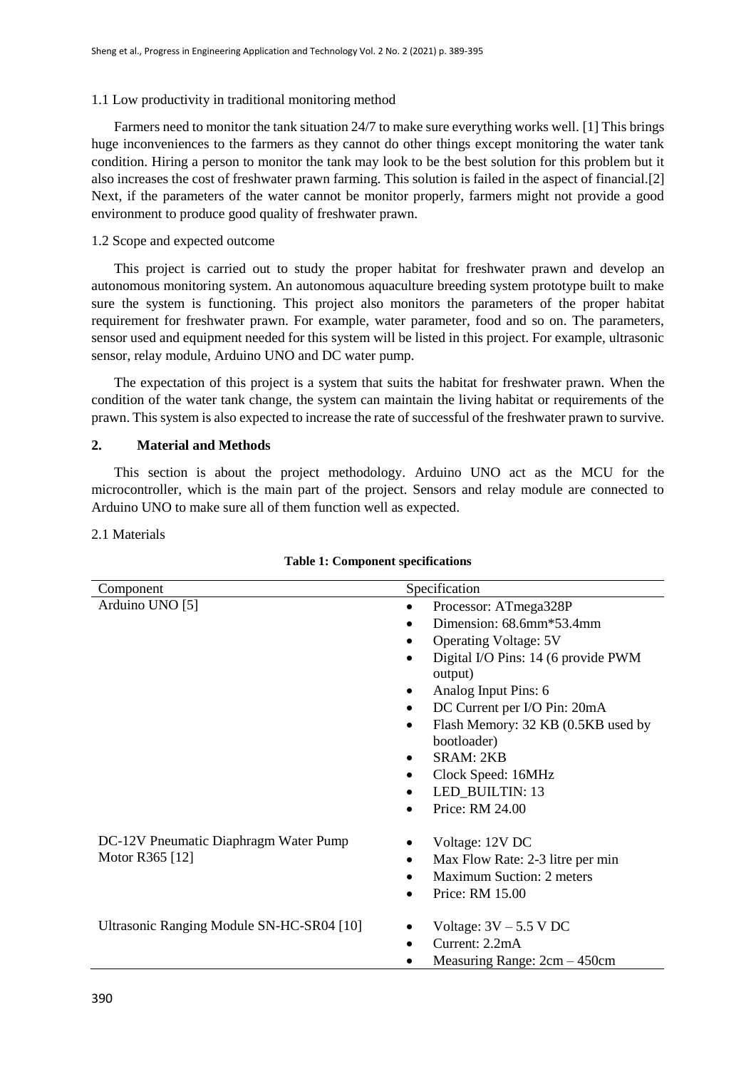1.1 Low productivity in traditional monitoring method

Farmers need to monitor the tank situation 24/7 to make sure everything works well. [1] This brings huge inconveniences to the farmers as they cannot do other things except monitoring the water tank condition. Hiring a person to monitor the tank may look to be the best solution for this problem but it also increases the cost of freshwater prawn farming. This solution is failed in the aspect of financial.[2] Next, if the parameters of the water cannot be monitor properly, farmers might not provide a good environment to produce good quality of freshwater prawn.

1.2 Scope and expected outcome

This project is carried out to study the proper habitat for freshwater prawn and develop an autonomous monitoring system. An autonomous aquaculture breeding system prototype built to make sure the system is functioning. This project also monitors the parameters of the proper habitat requirement for freshwater prawn. For example, water parameter, food and so on. The parameters, sensor used and equipment needed for this system will be listed in this project. For example, ultrasonic sensor, relay module, Arduino UNO and DC water pump.

The expectation of this project is a system that suits the habitat for freshwater prawn. When the condition of the water tank change, the system can maintain the living habitat or requirements of the prawn. This system is also expected to increase the rate of successful of the freshwater prawn to survive.

## 2. Material and Methods

This section is about the project methodology. Arduino UNO act as the MCU for the microcontroller, which is the main part of the project. Sensors and relay module are connected to Arduino UNO to make sure all of them function well as expected.

2.1 Materials

**Table 1: Component specifications**

| Component | Specification |
|---|---|
| Arduino UNO [5] | • Processor: ATmega328P<br>• Dimension: 68.6mm*53.4mm<br>• Operating Voltage: 5V<br>• Digital I/O Pins: 14 (6 provide PWM output)<br>• Analog Input Pins: 6<br>• DC Current per I/O Pin: 20mA<br>• Flash Memory: 32 KB (0.5KB used by bootloader)<br>• SRAM: 2KB<br>• Clock Speed: 16MHz<br>• LED_BUILTIN: 13<br>• Price: RM 24.00 |
| DC-12V Pneumatic Diaphragm Water Pump Motor R365 [12] | • Voltage: 12V DC<br>• Max Flow Rate: 2-3 litre per min<br>• Maximum Suction: 2 meters<br>• Price: RM 15.00 |
| Ultrasonic Ranging Module SN-HC-SR04 [10] | • Voltage: 3V – 5.5 V DC<br>• Current: 2.2mA<br>• Measuring Range: 2cm – 450cm |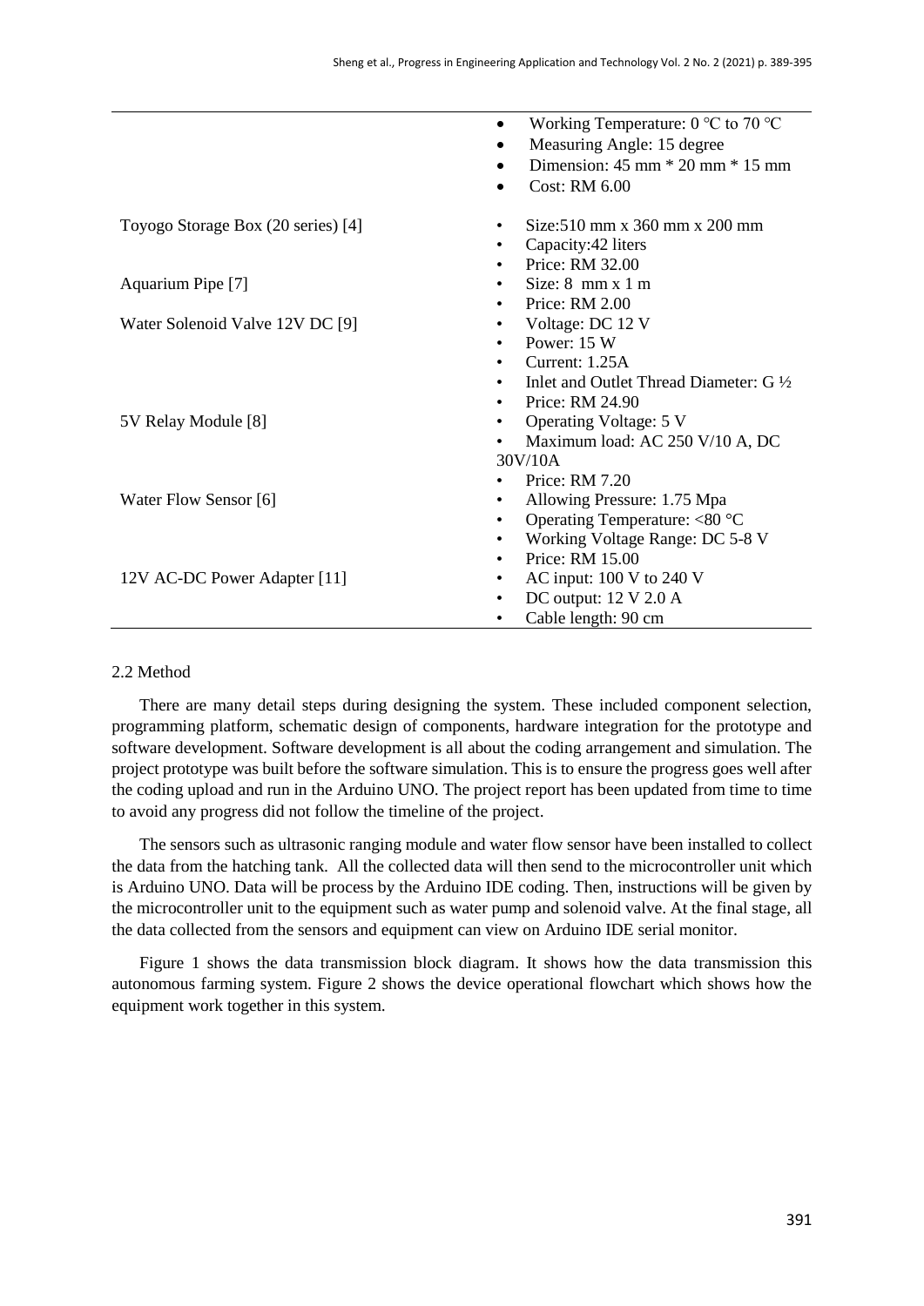| | |
|---|---|
| | • Working Temperature: 0 ℃ to 70 ℃<br>• Measuring Angle: 15 degree<br>• Dimension: 45 mm * 20 mm * 15 mm<br>• Cost: RM 6.00 |
| Toyogo Storage Box (20 series) [4] | • Size:510 mm x 360 mm x 200 mm<br>• Capacity:42 liters<br>• Price: RM 32.00 |
| Aquarium Pipe [7] | • Size: 8 mm x 1 m<br>• Price: RM 2.00 |
| Water Solenoid Valve 12V DC [9] | • Voltage: DC 12 V<br>• Power: 15 W<br>• Current: 1.25A<br>• Inlet and Outlet Thread Diameter: G ½<br>• Price: RM 24.90 |
| 5V Relay Module [8] | • Operating Voltage: 5 V<br>• Maximum load: AC 250 V/10 A, DC 30V/10A<br>• Price: RM 7.20 |
| Water Flow Sensor [6] | • Allowing Pressure: 1.75 Mpa<br>• Operating Temperature: <80 °C<br>• Working Voltage Range: DC 5-8 V<br>• Price: RM 15.00 |
| 12V AC-DC Power Adapter [11] | • AC input: 100 V to 240 V<br>• DC output: 12 V 2.0 A<br>• Cable length: 90 cm |

### 2.2 Method

There are many detail steps during designing the system. These included component selection, programming platform, schematic design of components, hardware integration for the prototype and software development. Software development is all about the coding arrangement and simulation. The project prototype was built before the software simulation. This is to ensure the progress goes well after the coding upload and run in the Arduino UNO. The project report has been updated from time to time to avoid any progress did not follow the timeline of the project.

The sensors such as ultrasonic ranging module and water flow sensor have been installed to collect the data from the hatching tank. All the collected data will then send to the microcontroller unit which is Arduino UNO. Data will be process by the Arduino IDE coding. Then, instructions will be given by the microcontroller unit to the equipment such as water pump and solenoid valve. At the final stage, all the data collected from the sensors and equipment can view on Arduino IDE serial monitor.

Figure 1 shows the data transmission block diagram. It shows how the data transmission this autonomous farming system. Figure 2 shows the device operational flowchart which shows how the equipment work together in this system.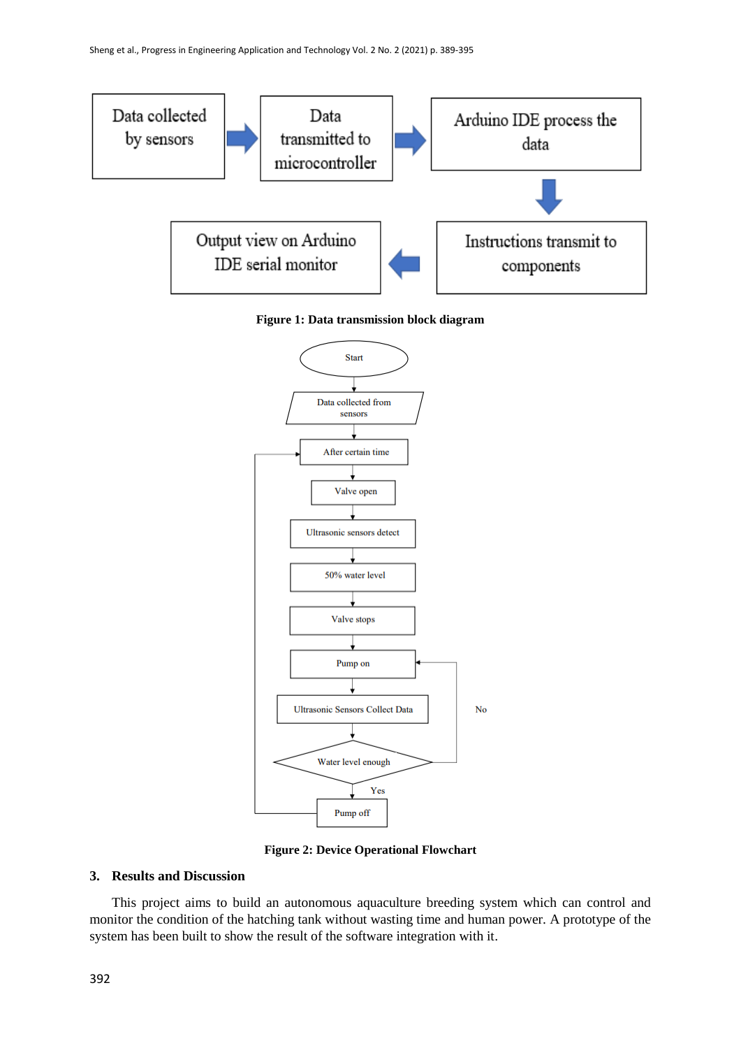Figure 1: Data transmission block diagram

Figure 2: Device Operational Flowchart

## 3. Results and Discussion

This project aims to build an autonomous aquaculture breeding system which can control and monitor the condition of the hatching tank without wasting time and human power. A prototype of the system has been built to show the result of the software integration with it.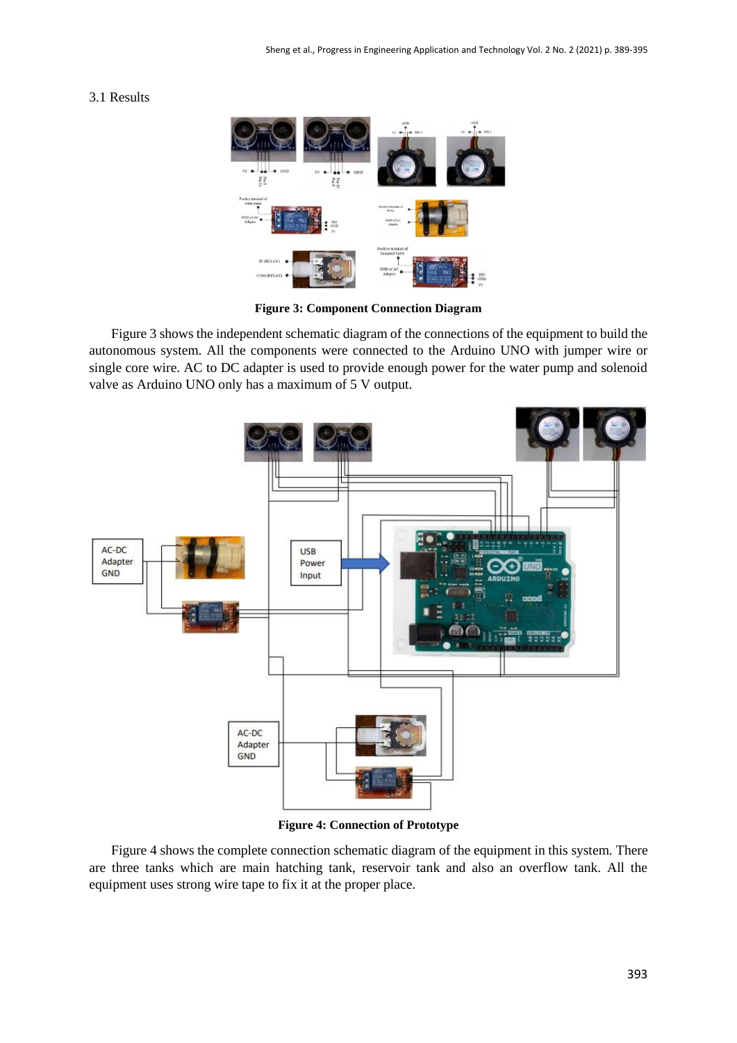3.1 Results

**Figure 3: Component Connection Diagram**

Figure 3 shows the independent schematic diagram of the connections of the equipment to build the autonomous system. All the components were connected to the Arduino UNO with jumper wire or single core wire. AC to DC adapter is used to provide enough power for the water pump and solenoid valve as Arduino UNO only has a maximum of 5 V output.

**Figure 4: Connection of Prototype**

Figure 4 shows the complete connection schematic diagram of the equipment in this system. There are three tanks which are main hatching tank, reservoir tank and also an overflow tank. All the equipment uses strong wire tape to fix it at the proper place.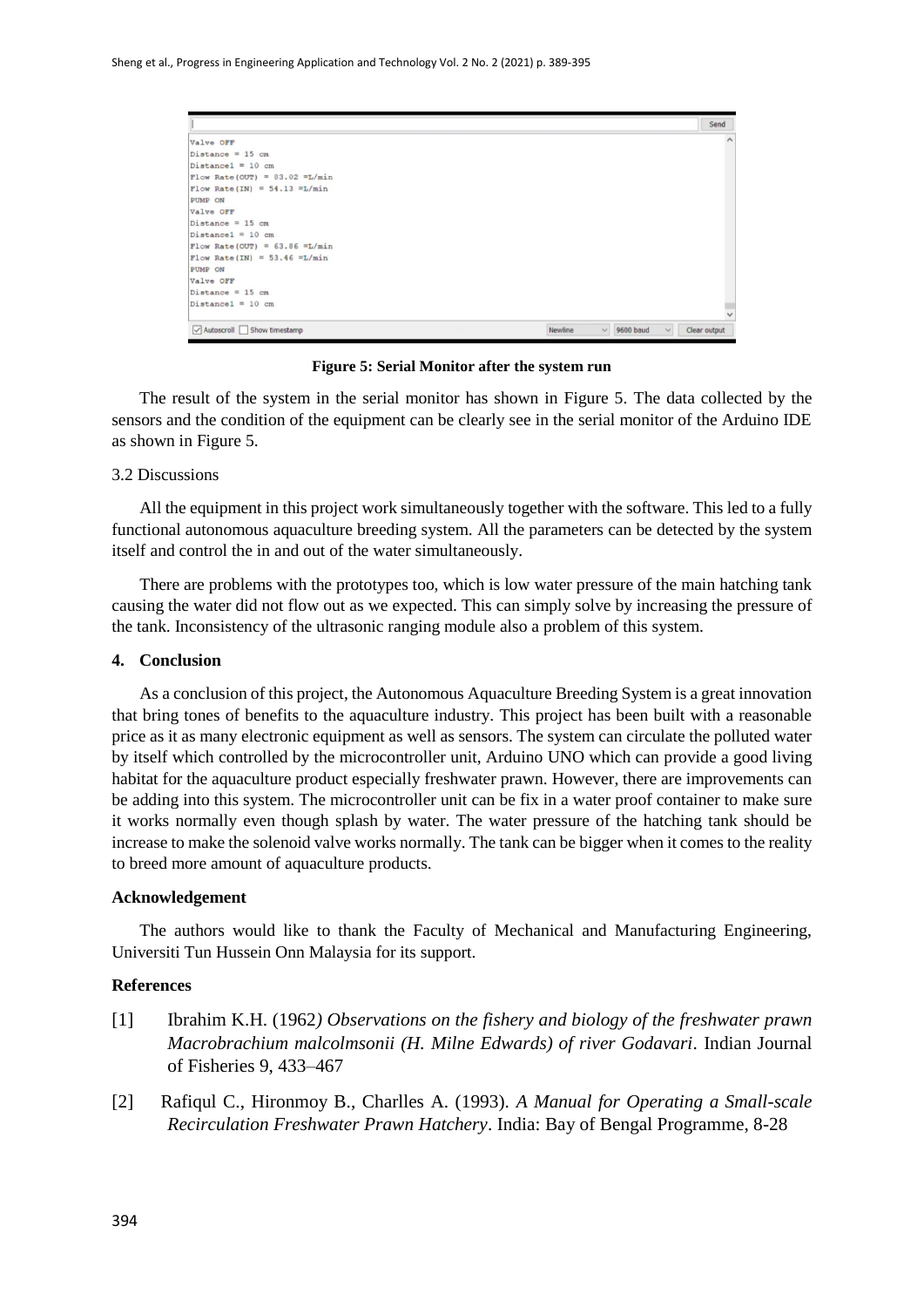```
Valve OFF
Distance = 15 cm
Distance1 = 10 cm
Flow Rate(OUT) = 83.02 =L/min
Flow Rate(IN) = 54.13 =L/min
PUMP ON
Valve OFF
Distance = 15 cm
Distance1 = 10 cm
Flow Rate(OUT) = 63.86 =L/min
Flow Rate(IN) = 53.46 =L/min
PUMP ON
Valve OFF
Distance = 15 cm
Distance1 = 10 cm
```

**Figure 5: Serial Monitor after the system run**

The result of the system in the serial monitor has shown in Figure 5. The data collected by the sensors and the condition of the equipment can be clearly see in the serial monitor of the Arduino IDE as shown in Figure 5.

### 3.2 Discussions

All the equipment in this project work simultaneously together with the software. This led to a fully functional autonomous aquaculture breeding system. All the parameters can be detected by the system itself and control the in and out of the water simultaneously.

There are problems with the prototypes too, which is low water pressure of the main hatching tank causing the water did not flow out as we expected. This can simply solve by increasing the pressure of the tank. Inconsistency of the ultrasonic ranging module also a problem of this system.

## 4. Conclusion

As a conclusion of this project, the Autonomous Aquaculture Breeding System is a great innovation that bring tones of benefits to the aquaculture industry. This project has been built with a reasonable price as it as many electronic equipment as well as sensors. The system can circulate the polluted water by itself which controlled by the microcontroller unit, Arduino UNO which can provide a good living habitat for the aquaculture product especially freshwater prawn. However, there are improvements can be adding into this system. The microcontroller unit can be fix in a water proof container to make sure it works normally even though splash by water. The water pressure of the hatching tank should be increase to make the solenoid valve works normally. The tank can be bigger when it comes to the reality to breed more amount of aquaculture products.

## Acknowledgement

The authors would like to thank the Faculty of Mechanical and Manufacturing Engineering, Universiti Tun Hussein Onn Malaysia for its support.

## References

[1] Ibrahim K.H. (1962*) Observations on the fishery and biology of the freshwater prawn Macrobrachium malcolmsonii (H. Milne Edwards) of river Godavari*. Indian Journal of Fisheries 9, 433–467

[2] Rafiqul C., Hironmoy B., Charlles A. (1993). *A Manual for Operating a Small-scale Recirculation Freshwater Prawn Hatchery*. India: Bay of Bengal Programme, 8-28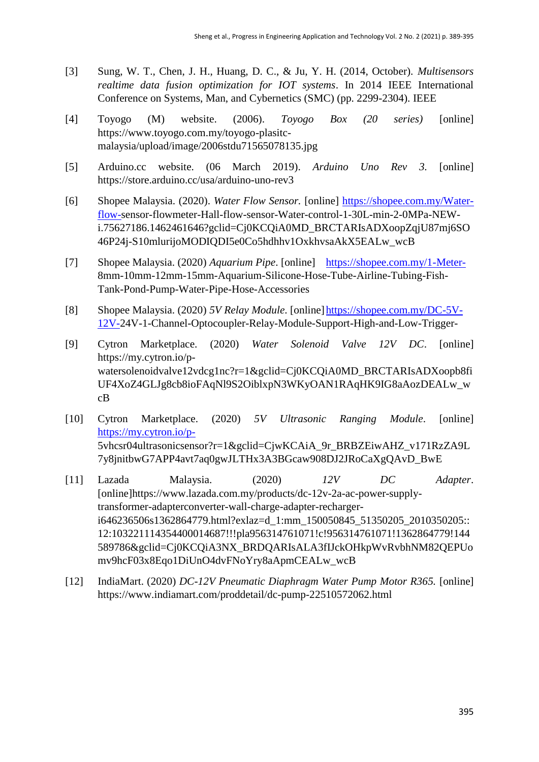[3] Sung, W. T., Chen, J. H., Huang, D. C., & Ju, Y. H. (2014, October). *Multisensors realtime data fusion optimization for IOT systems*. In 2014 IEEE International Conference on Systems, Man, and Cybernetics (SMC) (pp. 2299-2304). IEEE

[4] Toyogo (M) website. (2006). *Toyogo Box (20 series)* [online] https://www.toyogo.com.my/toyogo-plasitc-malaysia/upload/image/2006stdu71565078135.jpg

[5] Arduino.cc website. (06 March 2019). *Arduino Uno Rev 3.* [online] https://store.arduino.cc/usa/arduino-uno-rev3

[6] Shopee Malaysia. (2020). *Water Flow Sensor.* [online] https://shopee.com.my/Water-flow-sensor-flowmeter-Hall-flow-sensor-Water-control-1-30L-min-2-0MPa-NEW-i.75627186.1462461646?gclid=Cj0KCQiA0MD_BRCTARIsADXoopZqjU87mj6SO46P24j-S10mlurijoMODIQDI5e0Co5hdhhv1OxkhvsaAkX5EALw_wcB

[7] Shopee Malaysia. (2020) *Aquarium Pipe*. [online] https://shopee.com.my/1-Meter-8mm-10mm-12mm-15mm-Aquarium-Silicone-Hose-Tube-Airline-Tubing-Fish-Tank-Pond-Pump-Water-Pipe-Hose-Accessories

[8] Shopee Malaysia. (2020) *5V Relay Module.* [online] https://shopee.com.my/DC-5V-12V-24V-1-Channel-Optocoupler-Relay-Module-Support-High-and-Low-Trigger-

[9] Cytron Marketplace. (2020) *Water Solenoid Valve 12V DC*. [online] https://my.cytron.io/p-watersolenoidvalve12vdcg1nc?r=1&gclid=Cj0KCQiA0MD_BRCTARIsADXoopb8fiUF4XoZ4GLJg8cb8ioFAqNl9S2OiblxpN3WKyOAN1RAqHK9IG8aAozDEALw_wcB

[10] Cytron Marketplace. (2020) *5V Ultrasonic Ranging Module*. [online] https://my.cytron.io/p-5vhcsr04ultrasonicsensor?r=1&gclid=CjwKCAiA_9r_BRBZEiwAHZ_v171RzZA9L7y8jnitbwG7APP4avt7aq0gwJLTHx3A3BGcaw908DJ2JRoCaXgQAvD_BwE

[11] Lazada Malaysia. (2020) *12V DC Adapter*. [online]https://www.lazada.com.my/products/dc-12v-2a-ac-power-supply-transformer-adapterconverter-wall-charge-adapter-recharger-i646236506s1362864779.html?exlaz=d_1:mm_150050845_51350205_2010350205::12:10322111435440001468​7!!!pla956314761071!c!956314761071!1362864779!144589786&gclid=Cj0KCQiA3NX_BRDQARIsALA3fIJckOHkpWvRvbhNM82QEPUomv9hcF03x8Eqo1DiUnO4dvFNoYry8aApmCEALw_wcB

[12] IndiaMart. (2020) *DC-12V Pneumatic Diaphragm Water Pump Motor R365.* [online] https://www.indiamart.com/proddetail/dc-pump-22510572062.html